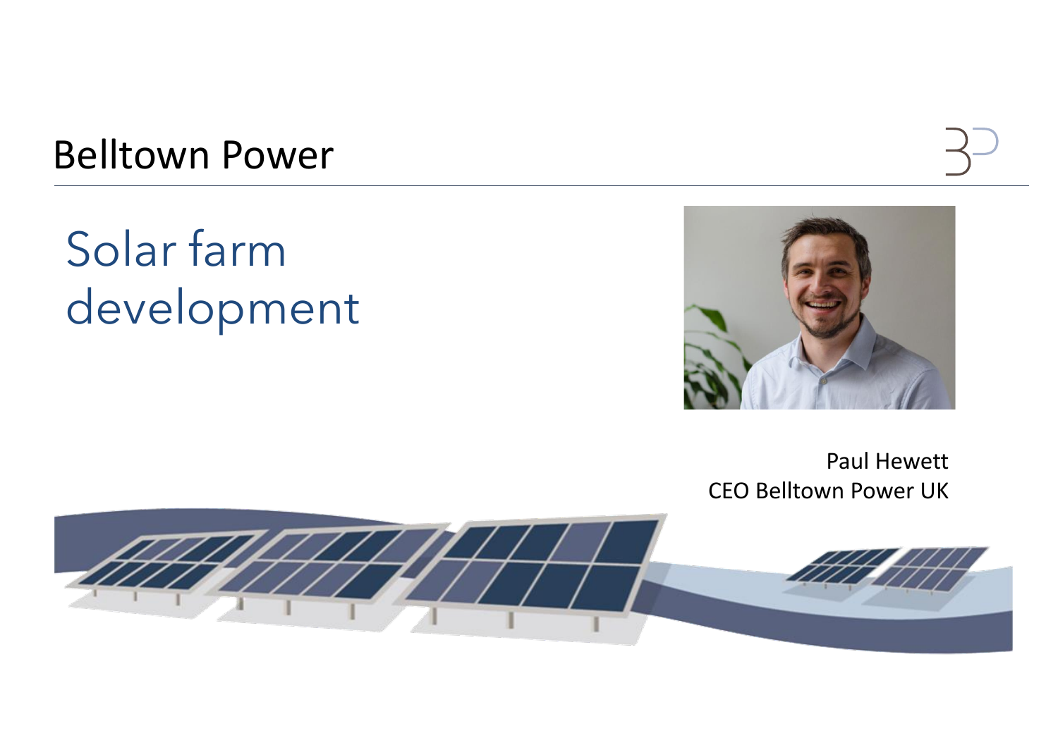Belltown Power

# Solar farm development

Paul Hewett
CEO Belltown Power UK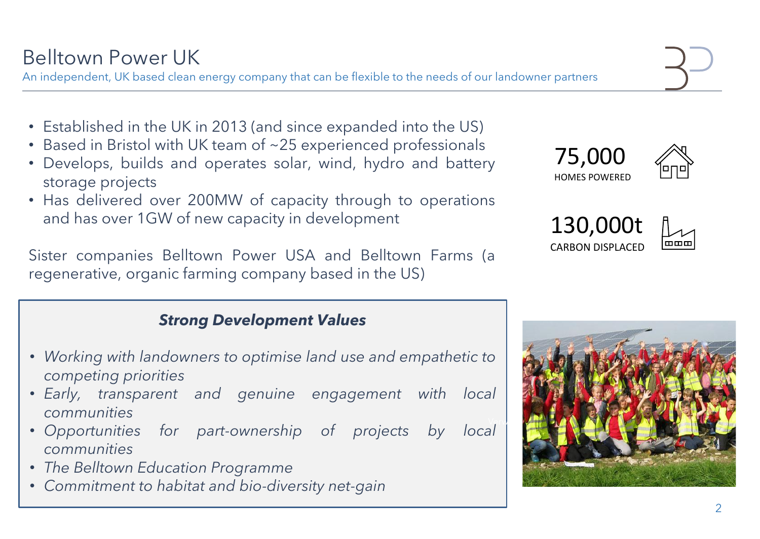# Belltown Power UK

An independent, UK based clean energy company that can be flexible to the needs of our landowner partners

- Established in the UK in 2013 (and since expanded into the US)
- Based in Bristol with UK team of ~25 experienced professionals
- Develops, builds and operates solar, wind, hydro and battery storage projects
- Has delivered over 200MW of capacity through to operations and has over 1GW of new capacity in development

Sister companies Belltown Power USA and Belltown Farms (a regenerative, organic farming company based in the US)

**75,000**
HOMES POWERED

**130,000t**
CARBON DISPLACED

### *Strong Development Values*

- *Working with landowners to optimise land use and empathetic to competing priorities*
- *Early, transparent and genuine engagement with local communities*
- *Opportunities for part-ownership of projects by local communities*
- *The Belltown Education Programme*
- *Commitment to habitat and bio-diversity net-gain*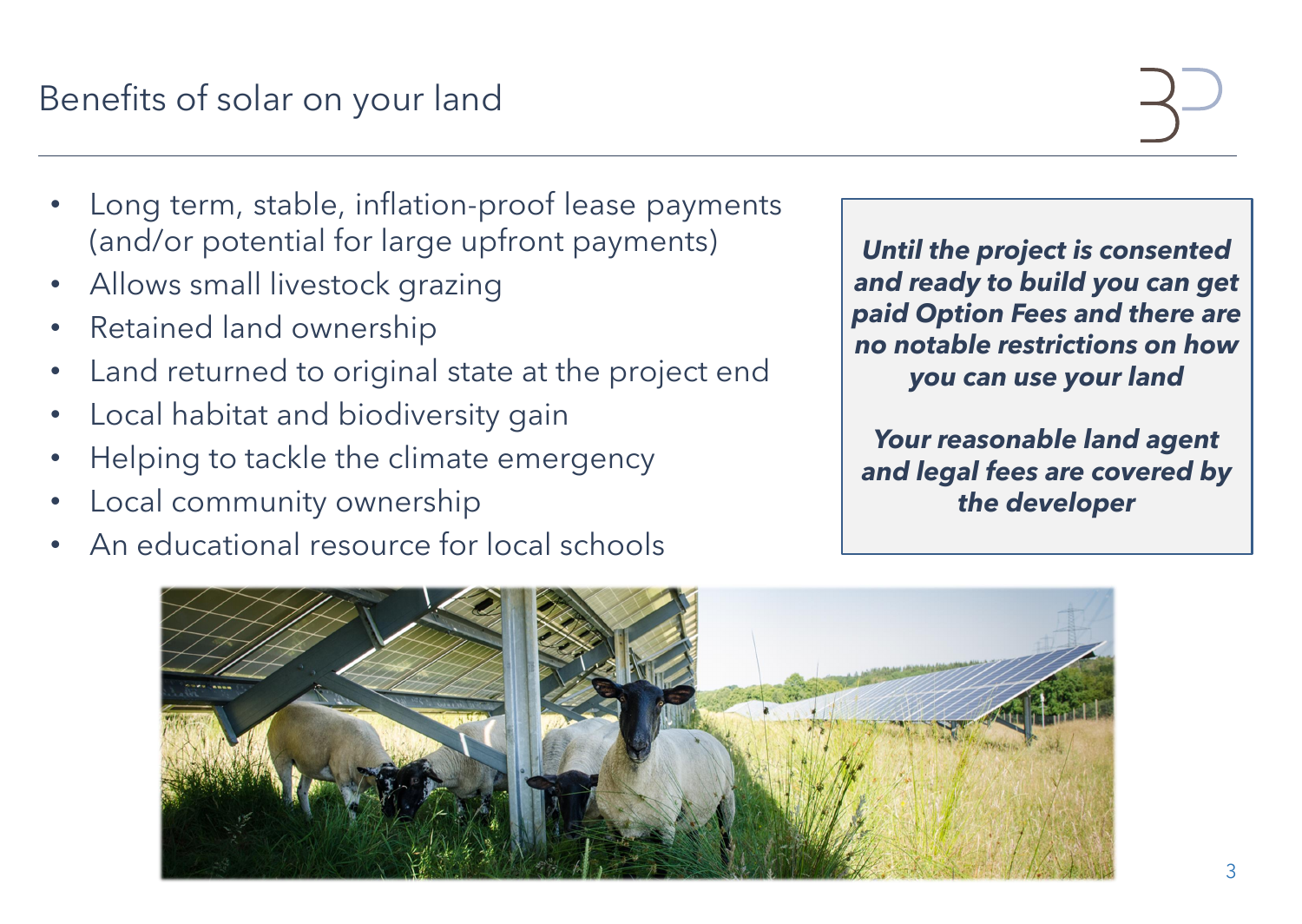# Benefits of solar on your land

- Long term, stable, inflation-proof lease payments (and/or potential for large upfront payments)
- Allows small livestock grazing
- Retained land ownership
- Land returned to original state at the project end
- Local habitat and biodiversity gain
- Helping to tackle the climate emergency
- Local community ownership
- An educational resource for local schools

***Until the project is consented and ready to build you can get paid Option Fees and there are no notable restrictions on how you can use your land***

***Your reasonable land agent and legal fees are covered by the developer***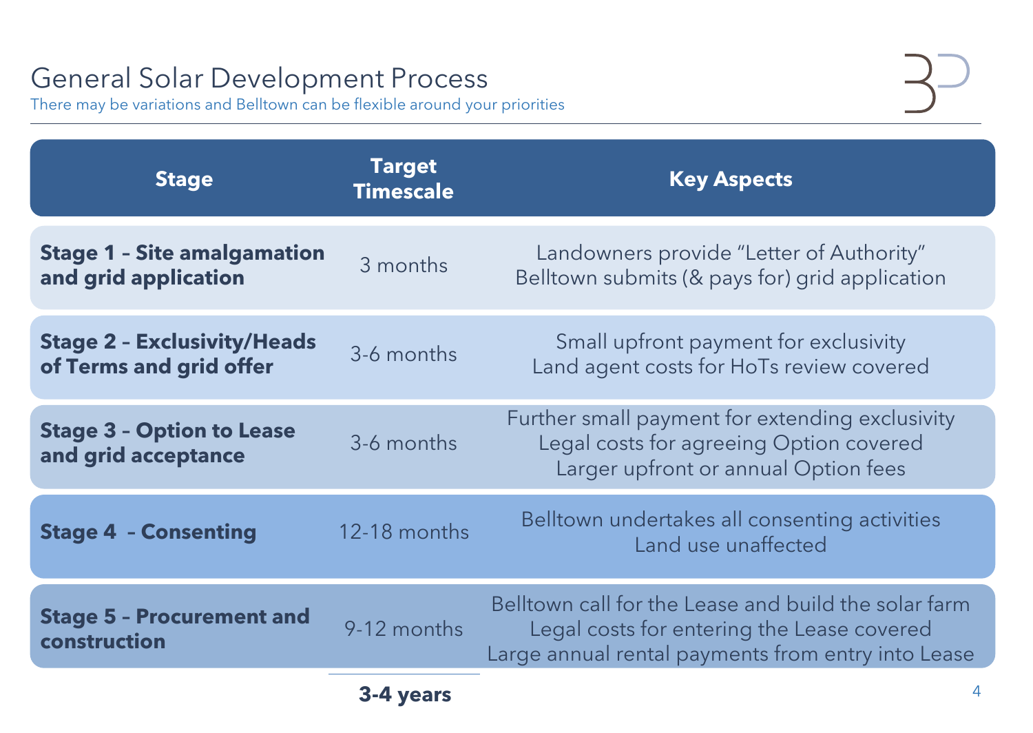# General Solar Development Process

There may be variations and Belltown can be flexible around your priorities

| Stage | Target Timescale | Key Aspects |
|---|---|---|
| **Stage 1 – Site amalgamation and grid application** | 3 months | Landowners provide "Letter of Authority"<br>Belltown submits (& pays for) grid application |
| **Stage 2 – Exclusivity/Heads of Terms and grid offer** | 3-6 months | Small upfront payment for exclusivity<br>Land agent costs for HoTs review covered |
| **Stage 3 – Option to Lease and grid acceptance** | 3-6 months | Further small payment for extending exclusivity<br>Legal costs for agreeing Option covered<br>Larger upfront or annual Option fees |
| **Stage 4 – Consenting** | 12-18 months | Belltown undertakes all consenting activities<br>Land use unaffected |
| **Stage 5 – Procurement and construction** | 9-12 months | Belltown call for the Lease and build the solar farm<br>Legal costs for entering the Lease covered<br>Large annual rental payments from entry into Lease |
| | **3-4 years** | |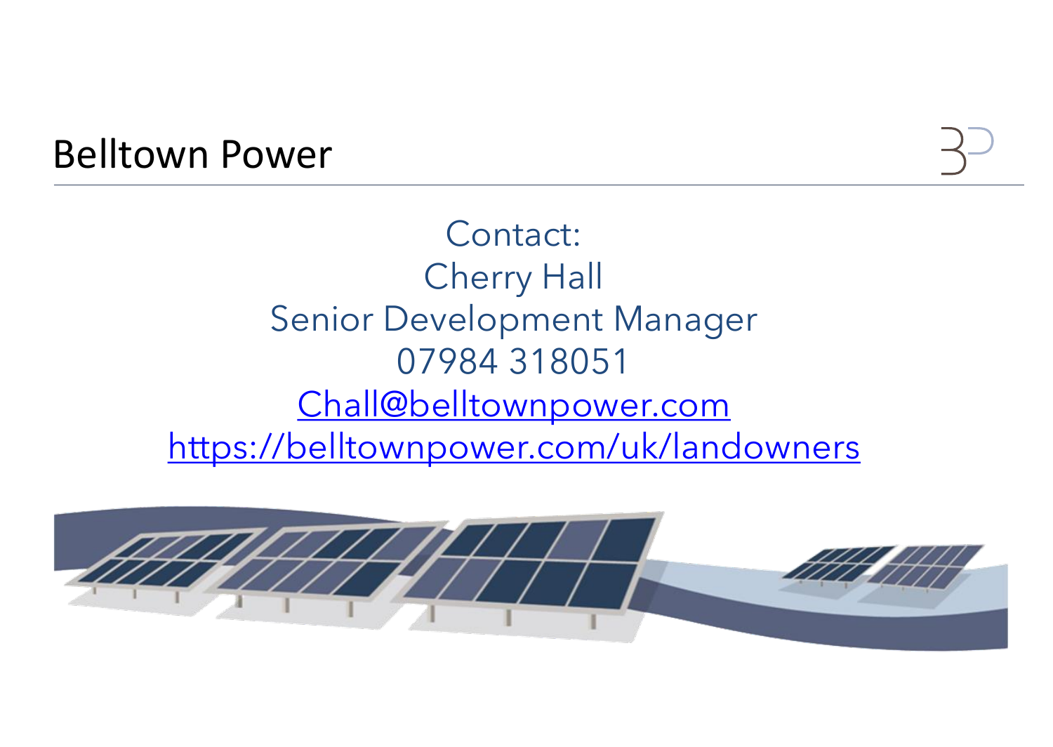# Belltown Power

Contact:
Cherry Hall
Senior Development Manager
07984 318051
[Chall@belltownpower.com](mailto:Chall@belltownpower.com)
[https://belltownpower.com/uk/landowners](https://belltownpower.com/uk/landowners)